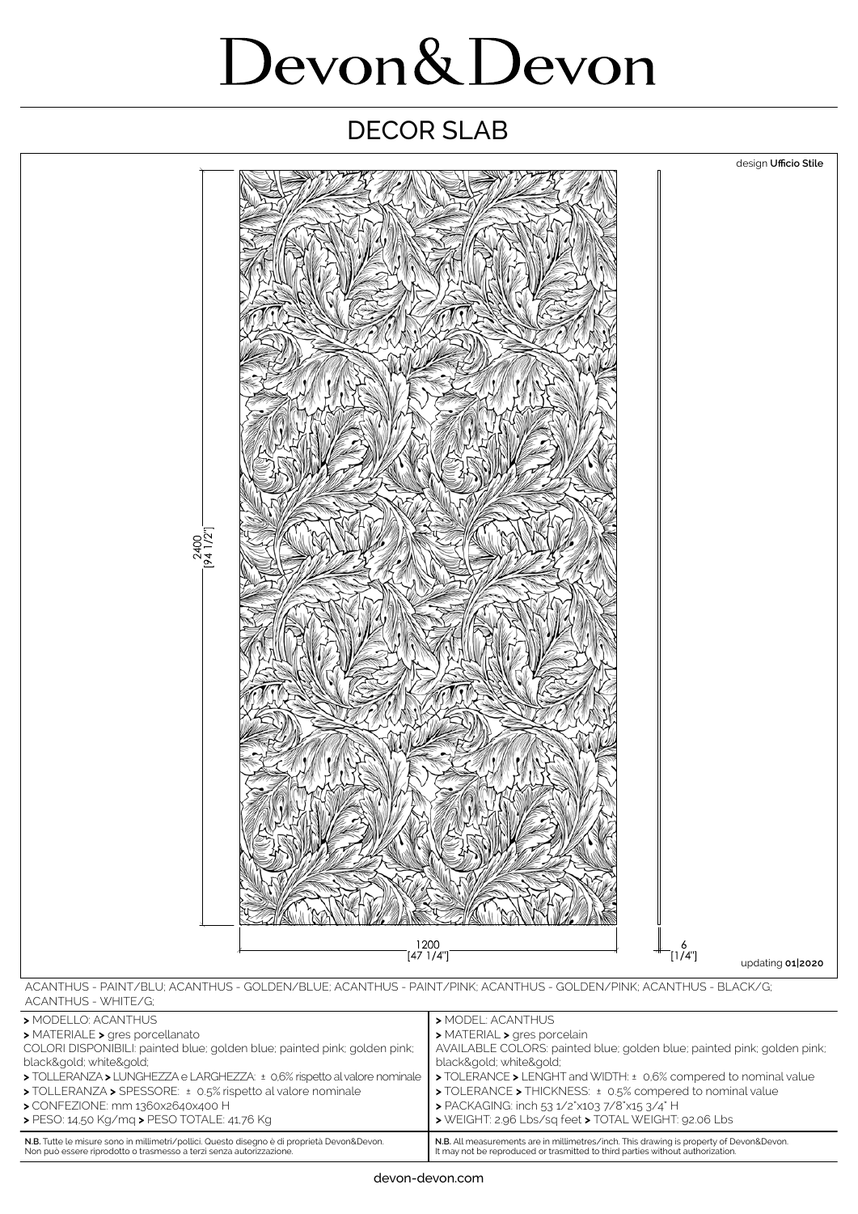# Devon&Devon

## DECOR SLAB

design **Ufficio Stile**

2400 [94 1/2"]

1200 [47 1/4"]

6 [1/4"]

updating **01|2020**

ACANTHUS - PAINT/BLU; ACANTHUS - GOLDEN/BLUE; ACANTHUS - PAINT/PINK; ACANTHUS - GOLDEN/PINK; ACANTHUS - BLACK/G; ACANTHUS - WHITE/G;

> MODELLO: ACANTHUS
> MATERIALE > gres porcellanato
COLORI DISPONIBILI: painted blue; golden blue; painted pink; golden pink; black&gold; white&gold;
> TOLLERANZA > LUNGHEZZA e LARGHEZZA: ± 0,6% rispetto al valore nominale
> TOLLERANZA > SPESSORE: ± 0,5% rispetto al valore nominale
> CONFEZIONE: mm 1360x2640x400 H
> PESO: 14,50 Kg/mq > PESO TOTALE: 41,76 Kg

**N.B.** Tutte le misure sono in millimetri/pollici. Questo disegno è di proprietà Devon&Devon. Non può essere riprodotto o trasmesso a terzi senza autorizzazione.

> MODEL: ACANTHUS
> MATERIAL > gres porcelain
AVAILABLE COLORS: painted blue; golden blue; painted pink; golden pink; black&gold; white&gold;
> TOLERANCE > LENGHT and WIDTH: ± 0,6% compered to nominal value
> TOLERANCE > THICKNESS: ± 0,5% compered to nominal value
> PACKAGING: inch 53 1/2"x103 7/8"x15 3/4" H
> WEIGHT: 2,96 Lbs/sq feet > TOTAL WEIGHT: 92,06 Lbs

**N.B.** All measurements are in millimetres/inch. This drawing is property of Devon&Devon. It may not be reproduced or trasmitted to third parties without authorization.

devon-devon.com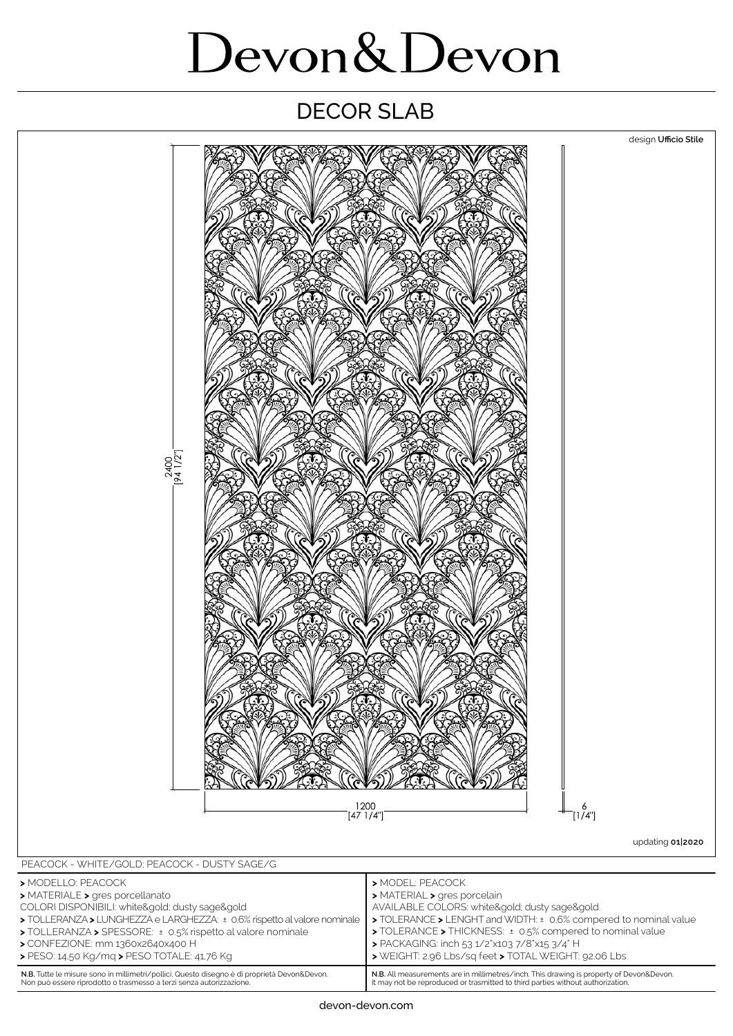# Devon&Devon

## DECOR SLAB

design **Ufficio Stile**

2400
[94 1/2"]

1200
[47 1/4"]

6
[1/4"]

updating **01|2020**

PEACOCK - WHITE/GOLD; PEACOCK - DUSTY SAGE/G

| | |
|---|---|
| > MODELLO: PEACOCK<br>> MATERIALE > gres porcellanato<br>COLORI DISPONIBILI: white&gold; dusty sage&gold<br>> TOLLERANZA > LUNGHEZZA e LARGHEZZA: ± 0,6% rispetto al valore nominale<br>> TOLLERANZA > SPESSORE: ± 0,5% rispetto al valore nominale<br>> CONFEZIONE: mm 1360x2640x400 H<br>> PESO: 14,50 Kg/mq > PESO TOTALE: 41,76 Kg | > MODEL: PEACOCK<br>> MATERIAL > gres porcelain<br>AVAILABLE COLORS: white&gold; dusty sage&gold<br>> TOLERANCE > LENGHT and WIDTH: ± 0,6% compered to nominal value<br>> TOLERANCE > THICKNESS: ± 0,5% compered to nominal value<br>> PACKAGING: inch 53 1/2"x103 7/8"x15 3/4" H<br>> WEIGHT: 2.96 Lbs/sq feet > TOTAL WEIGHT: 92.06 Lbs |
| **N.B.** Tutte le misure sono in millimetri/pollici. Questo disegno è di proprietà Devon&Devon. Non può essere riprodotto o trasmesso a terzi senza autorizzazione. | **N.B.** All measurements are in millimetres/inch. This drawing is property of Devon&Devon. It may not be reproduced or trasmitted to third parties without authorization. |

devon-devon.com